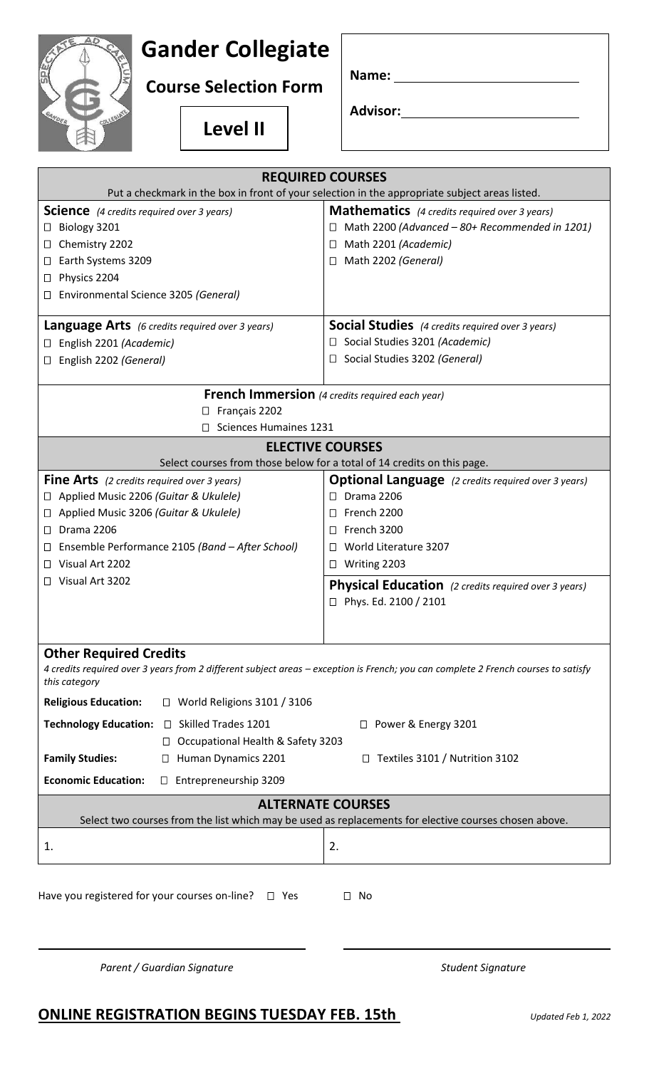# Gander Collegiate

## Course Selection Form

## Level II

**Name:** ____________________

**Advisor:** ____________________

## REQUIRED COURSES

Put a checkmark in the box in front of your selection in the appropriate subject areas listed.

**Science** *(4 credits required over 3 years)*
- □ Biology 3201
- □ Chemistry 2202
- □ Earth Systems 3209
- □ Physics 2204
- □ Environmental Science 3205 *(General)*

**Mathematics** *(4 credits required over 3 years)*
- □ Math 2200 *(Advanced – 80+ Recommended in 1201)*
- □ Math 2201 *(Academic)*
- □ Math 2202 *(General)*

**Language Arts** *(6 credits required over 3 years)*
- □ English 2201 *(Academic)*
- □ English 2202 *(General)*

**Social Studies** *(4 credits required over 3 years)*
- □ Social Studies 3201 *(Academic)*
- □ Social Studies 3202 *(General)*

**French Immersion** *(4 credits required each year)*
- □ Français 2202
- □ Sciences Humaines 1231

## ELECTIVE COURSES

Select courses from those below for a total of 14 credits on this page.

**Fine Arts** *(2 credits required over 3 years)*
- □ Applied Music 2206 *(Guitar & Ukulele)*
- □ Applied Music 3206 *(Guitar & Ukulele)*
- □ Drama 2206
- □ Ensemble Performance 2105 *(Band – After School)*
- □ Visual Art 2202
- □ Visual Art 3202

**Optional Language** *(2 credits required over 3 years)*
- □ Drama 2206
- □ French 2200
- □ French 3200
- □ World Literature 3207
- □ Writing 2203

**Physical Education** *(2 credits required over 3 years)*
- □ Phys. Ed. 2100 / 2101

**Other Required Credits**

*4 credits required over 3 years from 2 different subject areas – exception is French; you can complete 2 French courses to satisfy this category*

- **Religious Education:** □ World Religions 3101 / 3106
- **Technology Education:** □ Skilled Trades 1201 □ Power & Energy 3201 □ Occupational Health & Safety 3203
- **Family Studies:** □ Human Dynamics 2201 □ Textiles 3101 / Nutrition 3102
- **Economic Education:** □ Entrepreneurship 3209

## ALTERNATE COURSES

Select two courses from the list which may be used as replacements for elective courses chosen above.

1. 
2. 

Have you registered for your courses on-line? □ Yes □ No

______________________________ ______________________________

*Parent / Guardian Signature* *Student Signature*

**ONLINE REGISTRATION BEGINS TUESDAY FEB. 15th**

*Updated Feb 1, 2022*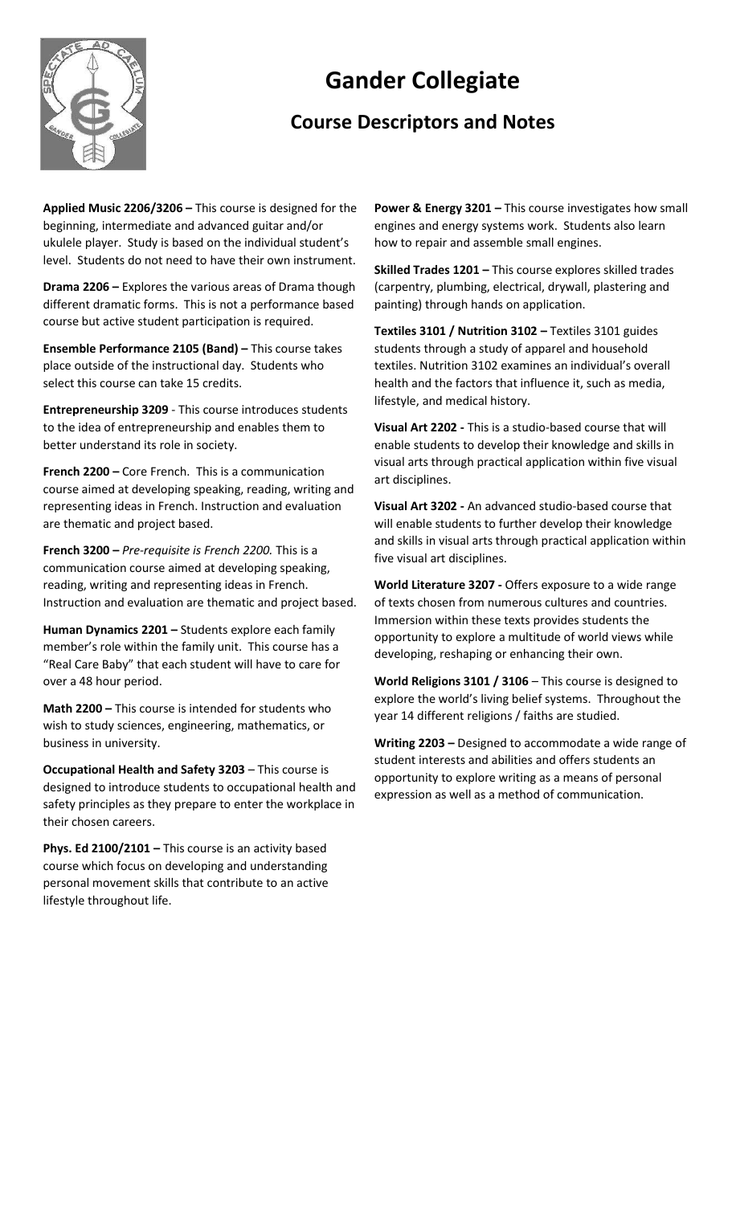# Gander Collegiate

## Course Descriptors and Notes

**Applied Music 2206/3206 –** This course is designed for the beginning, intermediate and advanced guitar and/or ukulele player. Study is based on the individual student's level. Students do not need to have their own instrument.

**Drama 2206 –** Explores the various areas of Drama though different dramatic forms. This is not a performance based course but active student participation is required.

**Ensemble Performance 2105 (Band) –** This course takes place outside of the instructional day. Students who select this course can take 15 credits.

**Entrepreneurship 3209** - This course introduces students to the idea of entrepreneurship and enables them to better understand its role in society.

**French 2200 –** Core French. This is a communication course aimed at developing speaking, reading, writing and representing ideas in French. Instruction and evaluation are thematic and project based.

**French 3200 –** *Pre-requisite is French 2200.* This is a communication course aimed at developing speaking, reading, writing and representing ideas in French. Instruction and evaluation are thematic and project based.

**Human Dynamics 2201 –** Students explore each family member's role within the family unit. This course has a "Real Care Baby" that each student will have to care for over a 48 hour period.

**Math 2200 –** This course is intended for students who wish to study sciences, engineering, mathematics, or business in university.

**Occupational Health and Safety 3203** – This course is designed to introduce students to occupational health and safety principles as they prepare to enter the workplace in their chosen careers.

**Phys. Ed 2100/2101 –** This course is an activity based course which focus on developing and understanding personal movement skills that contribute to an active lifestyle throughout life.

**Power & Energy 3201 –** This course investigates how small engines and energy systems work. Students also learn how to repair and assemble small engines.

**Skilled Trades 1201 –** This course explores skilled trades (carpentry, plumbing, electrical, drywall, plastering and painting) through hands on application.

**Textiles 3101 / Nutrition 3102 –** Textiles 3101 guides students through a study of apparel and household textiles. Nutrition 3102 examines an individual's overall health and the factors that influence it, such as media, lifestyle, and medical history.

**Visual Art 2202 -** This is a studio-based course that will enable students to develop their knowledge and skills in visual arts through practical application within five visual art disciplines.

**Visual Art 3202 -** An advanced studio-based course that will enable students to further develop their knowledge and skills in visual arts through practical application within five visual art disciplines.

**World Literature 3207 -** Offers exposure to a wide range of texts chosen from numerous cultures and countries. Immersion within these texts provides students the opportunity to explore a multitude of world views while developing, reshaping or enhancing their own.

**World Religions 3101 / 3106** – This course is designed to explore the world's living belief systems. Throughout the year 14 different religions / faiths are studied.

**Writing 2203 –** Designed to accommodate a wide range of student interests and abilities and offers students an opportunity to explore writing as a means of personal expression as well as a method of communication.